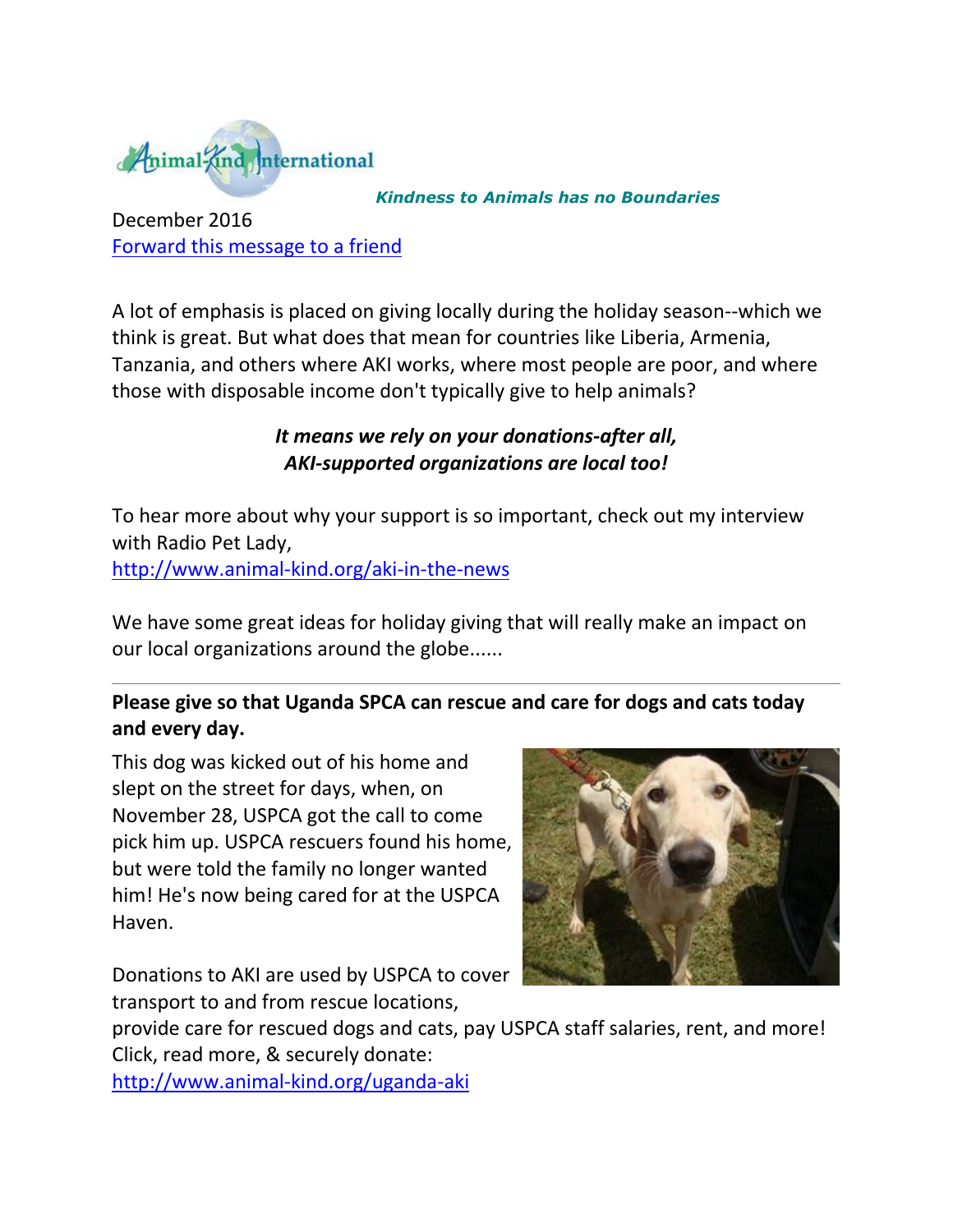Animal-Kind International

***Kindness to Animals has no Boundaries***

December 2016

[Forward this message to a friend]

A lot of emphasis is placed on giving locally during the holiday season--which we think is great. But what does that mean for countries like Liberia, Armenia, Tanzania, and others where AKI works, where most people are poor, and where those with disposable income don't typically give to help animals?

***It means we rely on your donations-after all, AKI-supported organizations are local too!***

To hear more about why your support is so important, check out my interview with Radio Pet Lady, http://www.animal-kind.org/aki-in-the-news

We have some great ideas for holiday giving that will really make an impact on our local organizations around the globe......

---

**Please give so that Uganda SPCA can rescue and care for dogs and cats today and every day.**

This dog was kicked out of his home and slept on the street for days, when, on November 28, USPCA got the call to come pick him up. USPCA rescuers found his home, but were told the family no longer wanted him! He's now being cared for at the USPCA Haven.

Donations to AKI are used by USPCA to cover transport to and from rescue locations, provide care for rescued dogs and cats, pay USPCA staff salaries, rent, and more! Click, read more, & securely donate: http://www.animal-kind.org/uganda-aki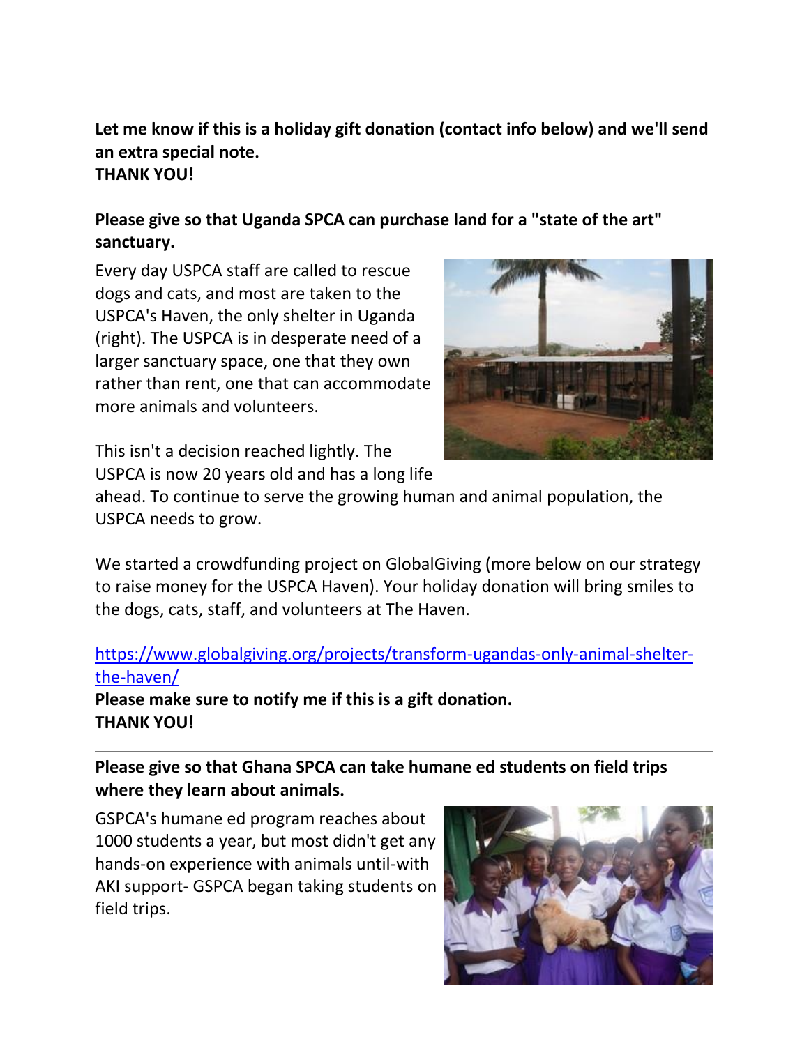**Let me know if this is a holiday gift donation (contact info below) and we'll send an extra special note.**
**THANK YOU!**

---

**Please give so that Uganda SPCA can purchase land for a "state of the art" sanctuary.**

Every day USPCA staff are called to rescue dogs and cats, and most are taken to the USPCA's Haven, the only shelter in Uganda (right). The USPCA is in desperate need of a larger sanctuary space, one that they own rather than rent, one that can accommodate more animals and volunteers.

This isn't a decision reached lightly. The USPCA is now 20 years old and has a long life ahead. To continue to serve the growing human and animal population, the USPCA needs to grow.

We started a crowdfunding project on GlobalGiving (more below on our strategy to raise money for the USPCA Haven). Your holiday donation will bring smiles to the dogs, cats, staff, and volunteers at The Haven.

https://www.globalgiving.org/projects/transform-ugandas-only-animal-shelter-the-haven/

**Please make sure to notify me if this is a gift donation.**
**THANK YOU!**

---

**Please give so that Ghana SPCA can take humane ed students on field trips where they learn about animals.**

GSPCA's humane ed program reaches about 1000 students a year, but most didn't get any hands-on experience with animals until-with AKI support- GSPCA began taking students on field trips.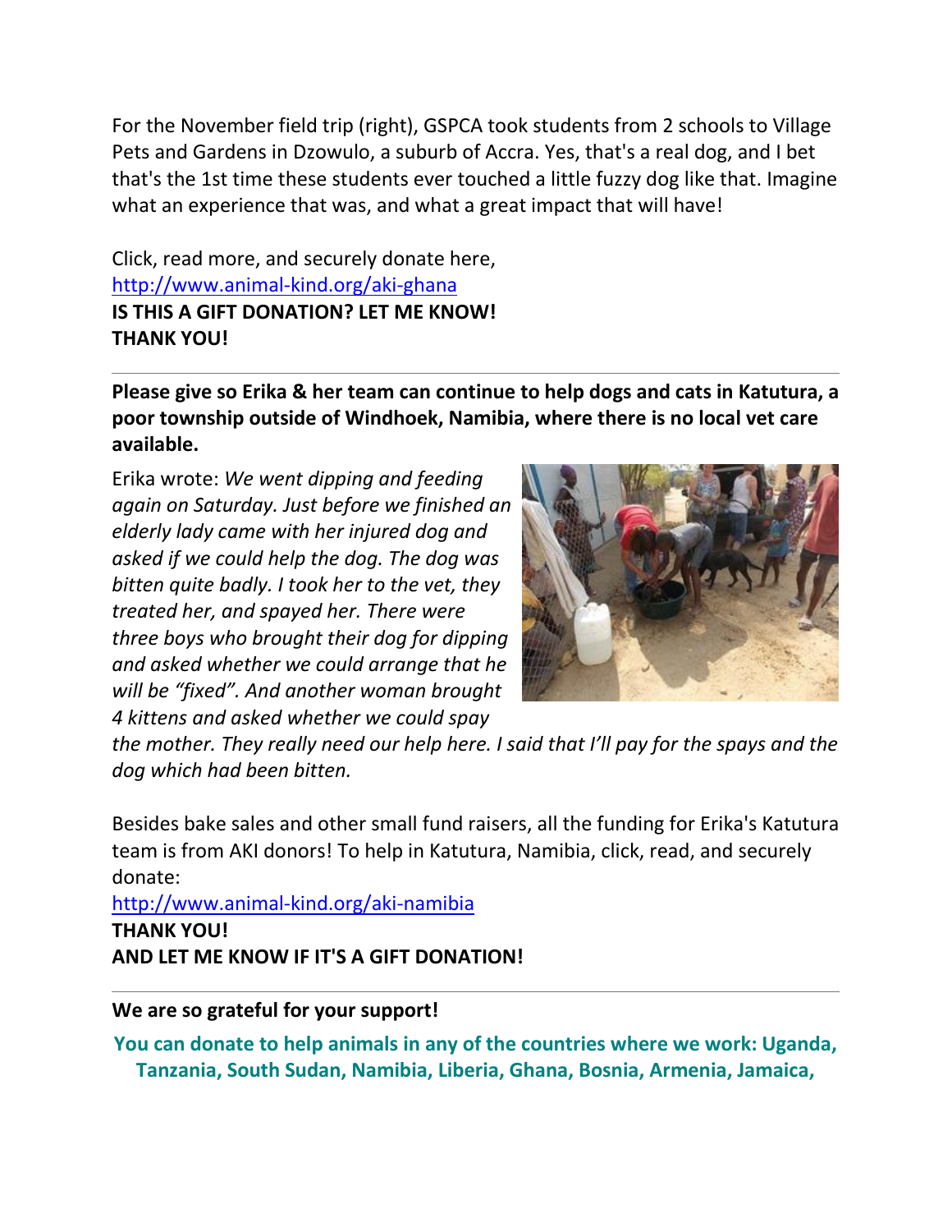For the November field trip (right), GSPCA took students from 2 schools to Village Pets and Gardens in Dzowulo, a suburb of Accra. Yes, that's a real dog, and I bet that's the 1st time these students ever touched a little fuzzy dog like that. Imagine what an experience that was, and what a great impact that will have!

Click, read more, and securely donate here,
[http://www.animal-kind.org/aki-ghana](http://www.animal-kind.org/aki-ghana)
**IS THIS A GIFT DONATION? LET ME KNOW!**
**THANK YOU!**

---

**Please give so Erika & her team can continue to help dogs and cats in Katutura, a poor township outside of Windhoek, Namibia, where there is no local vet care available.**

Erika wrote: *We went dipping and feeding again on Saturday. Just before we finished an elderly lady came with her injured dog and asked if we could help the dog. The dog was bitten quite badly. I took her to the vet, they treated her, and spayed her. There were three boys who brought their dog for dipping and asked whether we could arrange that he will be "fixed". And another woman brought 4 kittens and asked whether we could spay the mother. They really need our help here. I said that I'll pay for the spays and the dog which had been bitten.*

Besides bake sales and other small fund raisers, all the funding for Erika's Katutura team is from AKI donors! To help in Katutura, Namibia, click, read, and securely donate:
[http://www.animal-kind.org/aki-namibia](http://www.animal-kind.org/aki-namibia)
**THANK YOU!**
**AND LET ME KNOW IF IT'S A GIFT DONATION!**

---

**We are so grateful for your support!**

**You can donate to help animals in any of the countries where we work: Uganda, Tanzania, South Sudan, Namibia, Liberia, Ghana, Bosnia, Armenia, Jamaica,**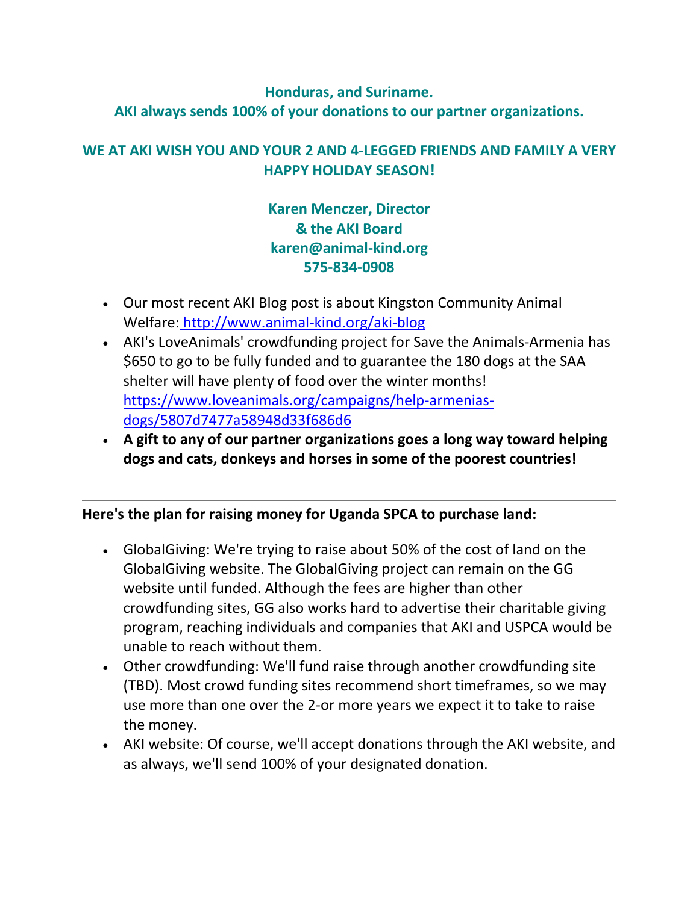**Honduras, and Suriname.**
**AKI always sends 100% of your donations to our partner organizations.**

**WE AT AKI WISH YOU AND YOUR 2 AND 4-LEGGED FRIENDS AND FAMILY A VERY HAPPY HOLIDAY SEASON!**

**Karen Menczer, Director**
**& the AKI Board**
**karen@animal-kind.org**
**575-834-0908**

- Our most recent AKI Blog post is about Kingston Community Animal Welfare: [http://www.animal-kind.org/aki-blog](http://www.animal-kind.org/aki-blog)
- AKI's LoveAnimals' crowdfunding project for Save the Animals-Armenia has $650 to go to be fully funded and to guarantee the 180 dogs at the SAA shelter will have plenty of food over the winter months! [https://www.loveanimals.org/campaigns/help-armenias-dogs/5807d7477a58948d33f686d6](https://www.loveanimals.org/campaigns/help-armenias-dogs/5807d7477a58948d33f686d6)
- **A gift to any of our partner organizations goes a long way toward helping dogs and cats, donkeys and horses in some of the poorest countries!**

---

**Here's the plan for raising money for Uganda SPCA to purchase land:**

- GlobalGiving: We're trying to raise about 50% of the cost of land on the GlobalGiving website. The GlobalGiving project can remain on the GG website until funded. Although the fees are higher than other crowdfunding sites, GG also works hard to advertise their charitable giving program, reaching individuals and companies that AKI and USPCA would be unable to reach without them.
- Other crowdfunding: We'll fund raise through another crowdfunding site (TBD). Most crowd funding sites recommend short timeframes, so we may use more than one over the 2-or more years we expect it to take to raise the money.
- AKI website: Of course, we'll accept donations through the AKI website, and as always, we'll send 100% of your designated donation.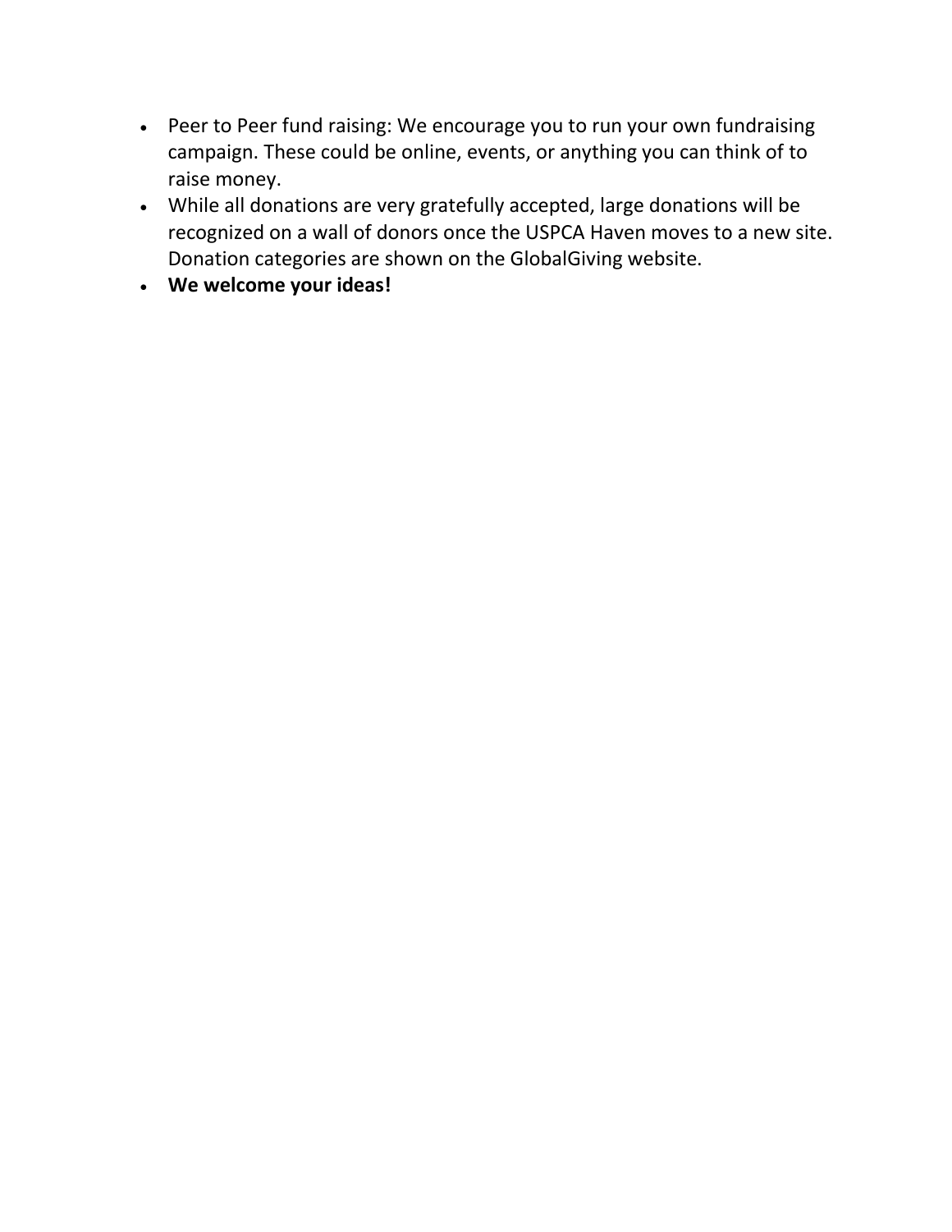- Peer to Peer fund raising: We encourage you to run your own fundraising campaign. These could be online, events, or anything you can think of to raise money.
- While all donations are very gratefully accepted, large donations will be recognized on a wall of donors once the USPCA Haven moves to a new site. Donation categories are shown on the GlobalGiving website.
- **We welcome your ideas!**